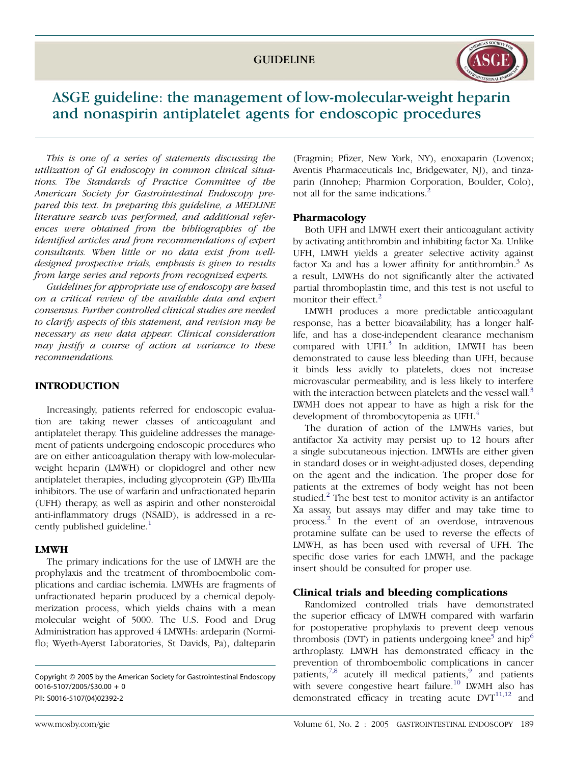GUIDELINE

# ASGE guideline: the management of low-molecular-weight heparin and nonaspirin antiplatelet agents for endoscopic procedures

*This is one of a series of statements discussing the utilization of GI endoscopy in common clinical situations. The Standards of Practice Committee of the American Society for Gastrointestinal Endoscopy prepared this text. In preparing this guideline, a MEDLINE literature search was performed, and additional references were obtained from the bibliographies of the identified articles and from recommendations of expert consultants. When little or no data exist from well-designed prospective trials, emphasis is given to results from large series and reports from recognized experts.*

*Guidelines for appropriate use of endoscopy are based on a critical review of the available data and expert consensus. Further controlled clinical studies are needed to clarify aspects of this statement, and revision may be necessary as new data appear. Clinical consideration may justify a course of action at variance to these recommendations.*

## INTRODUCTION

Increasingly, patients referred for endoscopic evaluation are taking newer classes of anticoagulant and antiplatelet therapy. This guideline addresses the management of patients undergoing endoscopic procedures who are on either anticoagulation therapy with low-molecular-weight heparin (LMWH) or clopidogrel and other new antiplatelet therapies, including glycoprotein (GP) IIb/IIIa inhibitors. The use of warfarin and unfractionated heparin (UFH) therapy, as well as aspirin and other nonsteroidal anti-inflammatory drugs (NSAID), is addressed in a recently published guideline.[1]

### LMWH

The primary indications for the use of LMWH are the prophylaxis and the treatment of thromboembolic complications and cardiac ischemia. LMWHs are fragments of unfractionated heparin produced by a chemical depolymerization process, which yields chains with a mean molecular weight of 5000. The U.S. Food and Drug Administration has approved 4 LMWHs: ardeparin (Normiflo; Wyeth-Ayerst Laboratories, St Davids, Pa), dalteparin (Fragmin; Pfizer, New York, NY), enoxaparin (Lovenox; Aventis Pharmaceuticals Inc, Bridgewater, NJ), and tinzaparin (Innohep; Pharmion Corporation, Boulder, Colo), not all for the same indications.[2]

### Pharmacology

Both UFH and LMWH exert their anticoagulant activity by activating antithrombin and inhibiting factor Xa. Unlike UFH, LMWH yields a greater selective activity against factor Xa and has a lower affinity for antithrombin.[3] As a result, LMWHs do not significantly alter the activated partial thromboplastin time, and this test is not useful to monitor their effect.[2]

LMWH produces a more predictable anticoagulant response, has a better bioavailability, has a longer half-life, and has a dose-independent clearance mechanism compared with UFH.[3] In addition, LMWH has been demonstrated to cause less bleeding than UFH, because it binds less avidly to platelets, does not increase microvascular permeability, and is less likely to interfere with the interaction between platelets and the vessel wall.[3] LWMH does not appear to have as high a risk for the development of thrombocytopenia as UFH.[4]

The duration of action of the LMWHs varies, but antifactor Xa activity may persist up to 12 hours after a single subcutaneous injection. LMWHs are either given in standard doses or in weight-adjusted doses, depending on the agent and the indication. The proper dose for patients at the extremes of body weight has not been studied.[2] The best test to monitor activity is an antifactor Xa assay, but assays may differ and may take time to process.[2] In the event of an overdose, intravenous protamine sulfate can be used to reverse the effects of LMWH, as has been used with reversal of UFH. The specific dose varies for each LMWH, and the package insert should be consulted for proper use.

### Clinical trials and bleeding complications

Randomized controlled trials have demonstrated the superior efficacy of LMWH compared with warfarin for postoperative prophylaxis to prevent deep venous thrombosis (DVT) in patients undergoing knee[5] and hip[6] arthroplasty. LMWH has demonstrated efficacy in the prevention of thromboembolic complications in cancer patients,[7,8] acutely ill medical patients,[9] and patients with severe congestive heart failure.[10] LWMH also has demonstrated efficacy in treating acute DVT[11,12] and

Copyright © 2005 by the American Society for Gastrointestinal Endoscopy
0016-5107/2005/$30.00 + 0
PII: S0016-5107(04)02392-2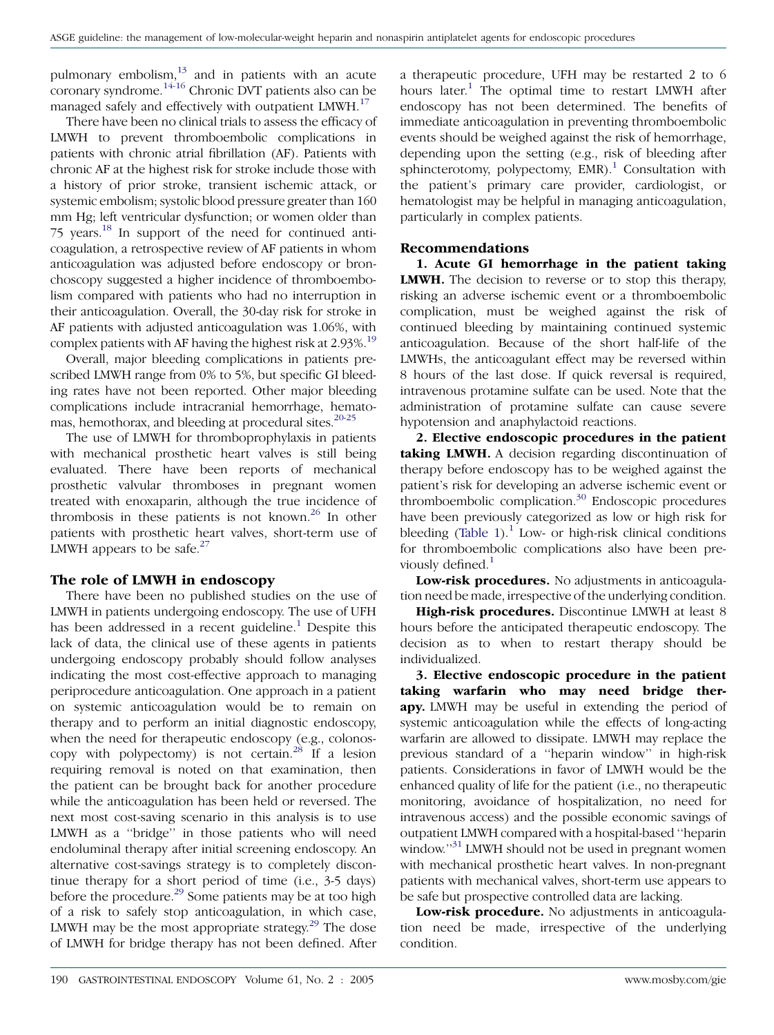pulmonary embolism,[13] and in patients with an acute coronary syndrome.[14-16] Chronic DVT patients also can be managed safely and effectively with outpatient LMWH.[17]

There have been no clinical trials to assess the efficacy of LMWH to prevent thromboembolic complications in patients with chronic atrial fibrillation (AF). Patients with chronic AF at the highest risk for stroke include those with a history of prior stroke, transient ischemic attack, or systemic embolism; systolic blood pressure greater than 160 mm Hg; left ventricular dysfunction; or women older than 75 years.[18] In support of the need for continued anticoagulation, a retrospective review of AF patients in whom anticoagulation was adjusted before endoscopy or bronchoscopy suggested a higher incidence of thromboembolism compared with patients who had no interruption in their anticoagulation. Overall, the 30-day risk for stroke in AF patients with adjusted anticoagulation was 1.06%, with complex patients with AF having the highest risk at 2.93%.[19]

Overall, major bleeding complications in patients prescribed LMWH range from 0% to 5%, but specific GI bleeding rates have not been reported. Other major bleeding complications include intracranial hemorrhage, hematomas, hemothorax, and bleeding at procedural sites.[20-25]

The use of LMWH for thromboprophylaxis in patients with mechanical prosthetic heart valves is still being evaluated. There have been reports of mechanical prosthetic valvular thromboses in pregnant women treated with enoxaparin, although the true incidence of thrombosis in these patients is not known.[26] In other patients with prosthetic heart valves, short-term use of LMWH appears to be safe.[27]

## The role of LMWH in endoscopy

There have been no published studies on the use of LMWH in patients undergoing endoscopy. The use of UFH has been addressed in a recent guideline.[1] Despite this lack of data, the clinical use of these agents in patients undergoing endoscopy probably should follow analyses indicating the most cost-effective approach to managing periprocedure anticoagulation. One approach in a patient on systemic anticoagulation would be to remain on therapy and to perform an initial diagnostic endoscopy, when the need for therapeutic endoscopy (e.g., colonoscopy with polypectomy) is not certain.[28] If a lesion requiring removal is noted on that examination, then the patient can be brought back for another procedure while the anticoagulation has been held or reversed. The next most cost-saving scenario in this analysis is to use LMWH as a "bridge" in those patients who will need endoluminal therapy after initial screening endoscopy. An alternative cost-savings strategy is to completely discontinue therapy for a short period of time (i.e., 3-5 days) before the procedure.[29] Some patients may be at too high of a risk to safely stop anticoagulation, in which case, LMWH may be the most appropriate strategy.[29] The dose of LMWH for bridge therapy has not been defined. After a therapeutic procedure, UFH may be restarted 2 to 6 hours later.[1] The optimal time to restart LMWH after endoscopy has not been determined. The benefits of immediate anticoagulation in preventing thromboembolic events should be weighed against the risk of hemorrhage, depending upon the setting (e.g., risk of bleeding after sphincterotomy, polypectomy, EMR).[1] Consultation with the patient's primary care provider, cardiologist, or hematologist may be helpful in managing anticoagulation, particularly in complex patients.

## Recommendations

**1. Acute GI hemorrhage in the patient taking LMWH.** The decision to reverse or to stop this therapy, risking an adverse ischemic event or a thromboembolic complication, must be weighed against the risk of continued bleeding by maintaining continued systemic anticoagulation. Because of the short half-life of the LMWHs, the anticoagulant effect may be reversed within 8 hours of the last dose. If quick reversal is required, intravenous protamine sulfate can be used. Note that the administration of protamine sulfate can cause severe hypotension and anaphylactoid reactions.

**2. Elective endoscopic procedures in the patient taking LMWH.** A decision regarding discontinuation of therapy before endoscopy has to be weighed against the patient's risk for developing an adverse ischemic event or thromboembolic complication.[30] Endoscopic procedures have been previously categorized as low or high risk for bleeding (Table 1).[1] Low- or high-risk clinical conditions for thromboembolic complications also have been previously defined.[1]

**Low-risk procedures.** No adjustments in anticoagulation need be made, irrespective of the underlying condition.

**High-risk procedures.** Discontinue LMWH at least 8 hours before the anticipated therapeutic endoscopy. The decision as to when to restart therapy should be individualized.

**3. Elective endoscopic procedure in the patient taking warfarin who may need bridge therapy.** LMWH may be useful in extending the period of systemic anticoagulation while the effects of long-acting warfarin are allowed to dissipate. LMWH may replace the previous standard of a "heparin window" in high-risk patients. Considerations in favor of LMWH would be the enhanced quality of life for the patient (i.e., no therapeutic monitoring, avoidance of hospitalization, no need for intravenous access) and the possible economic savings of outpatient LMWH compared with a hospital-based "heparin window."[31] LMWH should not be used in pregnant women with mechanical prosthetic heart valves. In non-pregnant patients with mechanical valves, short-term use appears to be safe but prospective controlled data are lacking.

**Low-risk procedure.** No adjustments in anticoagulation need be made, irrespective of the underlying condition.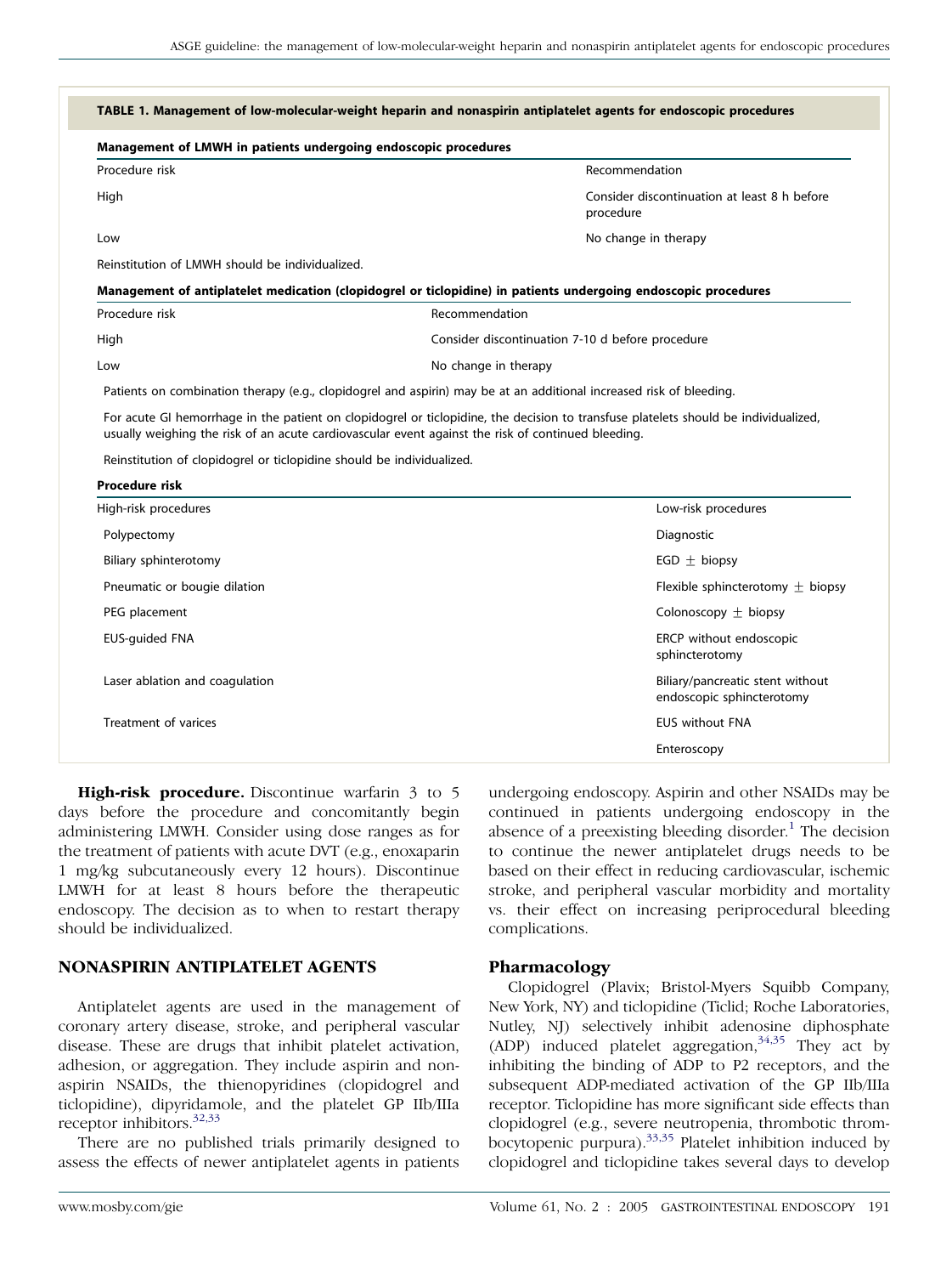**TABLE 1. Management of low-molecular-weight heparin and nonaspirin antiplatelet agents for endoscopic procedures**

**Management of LMWH in patients undergoing endoscopic procedures**

| Procedure risk | Recommendation |
| --- | --- |
| High | Consider discontinuation at least 8 h before procedure |
| Low | No change in therapy |

Reinstitution of LMWH should be individualized.

**Management of antiplatelet medication (clopidogrel or ticlopidine) in patients undergoing endoscopic procedures**

| Procedure risk | Recommendation |
| --- | --- |
| High | Consider discontinuation 7-10 d before procedure |
| Low | No change in therapy |

Patients on combination therapy (e.g., clopidogrel and aspirin) may be at an additional increased risk of bleeding.

For acute GI hemorrhage in the patient on clopidogrel or ticlopidine, the decision to transfuse platelets should be individualized, usually weighing the risk of an acute cardiovascular event against the risk of continued bleeding.

Reinstitution of clopidogrel or ticlopidine should be individualized.

**Procedure risk**

| High-risk procedures | Low-risk procedures |
| --- | --- |
| Polypectomy | Diagnostic |
| Biliary sphinterotomy | EGD ± biopsy |
| Pneumatic or bougie dilation | Flexible sphincterotomy ± biopsy |
| PEG placement | Colonoscopy ± biopsy |
| EUS-guided FNA | ERCP without endoscopic sphincterotomy |
| Laser ablation and coagulation | Biliary/pancreatic stent without endoscopic sphincterotomy |
| Treatment of varices | EUS without FNA |
| | Enteroscopy |

**High-risk procedure.** Discontinue warfarin 3 to 5 days before the procedure and concomitantly begin administering LMWH. Consider using dose ranges as for the treatment of patients with acute DVT (e.g., enoxaparin 1 mg/kg subcutaneously every 12 hours). Discontinue LMWH for at least 8 hours before the therapeutic endoscopy. The decision as to when to restart therapy should be individualized.

## NONASPIRIN ANTIPLATELET AGENTS

Antiplatelet agents are used in the management of coronary artery disease, stroke, and peripheral vascular disease. These are drugs that inhibit platelet activation, adhesion, or aggregation. They include aspirin and non-aspirin NSAIDs, the thienopyridines (clopidogrel and ticlopidine), dipyridamole, and the platelet GP IIb/IIIa receptor inhibitors.[32,33]

There are no published trials primarily designed to assess the effects of newer antiplatelet agents in patients undergoing endoscopy. Aspirin and other NSAIDs may be continued in patients undergoing endoscopy in the absence of a preexisting bleeding disorder.[1] The decision to continue the newer antiplatelet drugs needs to be based on their effect in reducing cardiovascular, ischemic stroke, and peripheral vascular morbidity and mortality vs. their effect on increasing periprocedural bleeding complications.

### Pharmacology

Clopidogrel (Plavix; Bristol-Myers Squibb Company, New York, NY) and ticlopidine (Ticlid; Roche Laboratories, Nutley, NJ) selectively inhibit adenosine diphosphate (ADP) induced platelet aggregation,[34,35] They act by inhibiting the binding of ADP to P2 receptors, and the subsequent ADP-mediated activation of the GP IIb/IIIa receptor. Ticlopidine has more significant side effects than clopidogrel (e.g., severe neutropenia, thrombotic thrombocytopenic purpura).[33,35] Platelet inhibition induced by clopidogrel and ticlopidine takes several days to develop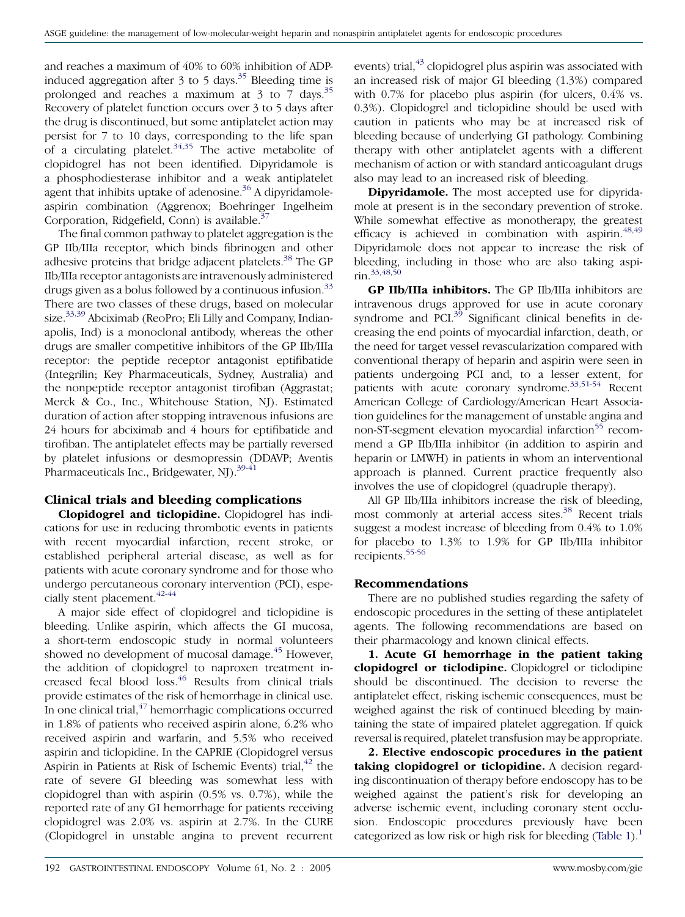and reaches a maximum of 40% to 60% inhibition of ADP-induced aggregation after 3 to 5 days.[35] Bleeding time is prolonged and reaches a maximum at 3 to 7 days.[35] Recovery of platelet function occurs over 3 to 5 days after the drug is discontinued, but some antiplatelet action may persist for 7 to 10 days, corresponding to the life span of a circulating platelet.[34,35] The active metabolite of clopidogrel has not been identified. Dipyridamole is a phosphodiesterase inhibitor and a weak antiplatelet agent that inhibits uptake of adenosine.[36] A dipyridamole-aspirin combination (Aggrenox; Boehringer Ingelheim Corporation, Ridgefield, Conn) is available.[37]

The final common pathway to platelet aggregation is the GP IIb/IIIa receptor, which binds fibrinogen and other adhesive proteins that bridge adjacent platelets.[38] The GP IIb/IIIa receptor antagonists are intravenously administered drugs given as a bolus followed by a continuous infusion.[33] There are two classes of these drugs, based on molecular size.[33,39] Abciximab (ReoPro; Eli Lilly and Company, Indianapolis, Ind) is a monoclonal antibody, whereas the other drugs are smaller competitive inhibitors of the GP IIb/IIIa receptor: the peptide receptor antagonist eptifibatide (Integrilin; Key Pharmaceuticals, Sydney, Australia) and the nonpeptide receptor antagonist tirofiban (Aggrastat; Merck & Co., Inc., Whitehouse Station, NJ). Estimated duration of action after stopping intravenous infusions are 24 hours for abciximab and 4 hours for eptifibatide and tirofiban. The antiplatelet effects may be partially reversed by platelet infusions or desmopressin (DDAVP; Aventis Pharmaceuticals Inc., Bridgewater, NJ).[39-41]

## Clinical trials and bleeding complications

**Clopidogrel and ticlopidine.** Clopidogrel has indications for use in reducing thrombotic events in patients with recent myocardial infarction, recent stroke, or established peripheral arterial disease, as well as for patients with acute coronary syndrome and for those who undergo percutaneous coronary intervention (PCI), especially stent placement.[42-44]

A major side effect of clopidogrel and ticlopidine is bleeding. Unlike aspirin, which affects the GI mucosa, a short-term endoscopic study in normal volunteers showed no development of mucosal damage.[45] However, the addition of clopidogrel to naproxen treatment increased fecal blood loss.[46] Results from clinical trials provide estimates of the risk of hemorrhage in clinical use. In one clinical trial,[47] hemorrhagic complications occurred in 1.8% of patients who received aspirin alone, 6.2% who received aspirin and warfarin, and 5.5% who received aspirin and ticlopidine. In the CAPRIE (Clopidogrel versus Aspirin in Patients at Risk of Ischemic Events) trial,[42] the rate of severe GI bleeding was somewhat less with clopidogrel than with aspirin (0.5% vs. 0.7%), while the reported rate of any GI hemorrhage for patients receiving clopidogrel was 2.0% vs. aspirin at 2.7%. In the CURE (Clopidogrel in unstable angina to prevent recurrent events) trial,[43] clopidogrel plus aspirin was associated with an increased risk of major GI bleeding (1.3%) compared with 0.7% for placebo plus aspirin (for ulcers, 0.4% vs. 0.3%). Clopidogrel and ticlopidine should be used with caution in patients who may be at increased risk of bleeding because of underlying GI pathology. Combining therapy with other antiplatelet agents with a different mechanism of action or with standard anticoagulant drugs also may lead to an increased risk of bleeding.

**Dipyridamole.** The most accepted use for dipyridamole at present is in the secondary prevention of stroke. While somewhat effective as monotherapy, the greatest efficacy is achieved in combination with aspirin.[48,49] Dipyridamole does not appear to increase the risk of bleeding, including in those who are also taking aspirin.[33,48,50]

**GP IIb/IIIa inhibitors.** The GP IIb/IIIa inhibitors are intravenous drugs approved for use in acute coronary syndrome and PCI.[39] Significant clinical benefits in decreasing the end points of myocardial infarction, death, or the need for target vessel revascularization compared with conventional therapy of heparin and aspirin were seen in patients undergoing PCI and, to a lesser extent, for patients with acute coronary syndrome.[33,51-54] Recent American College of Cardiology/American Heart Association guidelines for the management of unstable angina and non-ST-segment elevation myocardial infarction[55] recommend a GP IIb/IIIa inhibitor (in addition to aspirin and heparin or LMWH) in patients in whom an interventional approach is planned. Current practice frequently also involves the use of clopidogrel (quadruple therapy).

All GP IIb/IIIa inhibitors increase the risk of bleeding, most commonly at arterial access sites.[38] Recent trials suggest a modest increase of bleeding from 0.4% to 1.0% for placebo to 1.3% to 1.9% for GP IIb/IIIa inhibitor recipients.[55-56]

## Recommendations

There are no published studies regarding the safety of endoscopic procedures in the setting of these antiplatelet agents. The following recommendations are based on their pharmacology and known clinical effects.

**1. Acute GI hemorrhage in the patient taking clopidogrel or ticlodipine.** Clopidogrel or ticlodipine should be discontinued. The decision to reverse the antiplatelet effect, risking ischemic consequences, must be weighed against the risk of continued bleeding by maintaining the state of impaired platelet aggregation. If quick reversal is required, platelet transfusion may be appropriate.

**2. Elective endoscopic procedures in the patient taking clopidogrel or ticlopidine.** A decision regarding discontinuation of therapy before endoscopy has to be weighed against the patient's risk for developing an adverse ischemic event, including coronary stent occlusion. Endoscopic procedures previously have been categorized as low risk or high risk for bleeding (Table 1).[1]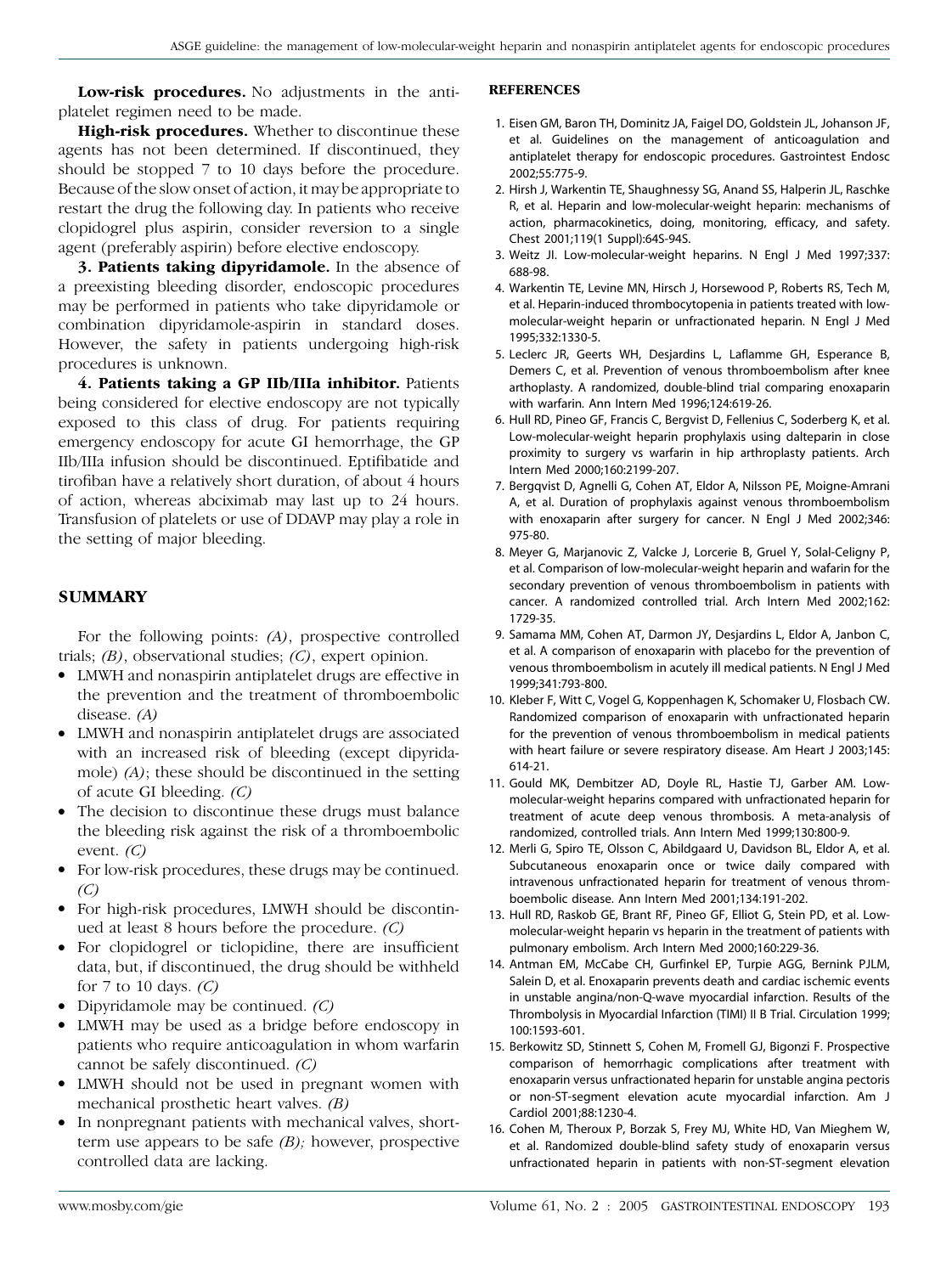**Low-risk procedures.** No adjustments in the antiplatelet regimen need to be made.

**High-risk procedures.** Whether to discontinue these agents has not been determined. If discontinued, they should be stopped 7 to 10 days before the procedure. Because of the slow onset of action, it may be appropriate to restart the drug the following day. In patients who receive clopidogrel plus aspirin, consider reversion to a single agent (preferably aspirin) before elective endoscopy.

**3. Patients taking dipyridamole.** In the absence of a preexisting bleeding disorder, endoscopic procedures may be performed in patients who take dipyridamole or combination dipyridamole-aspirin in standard doses. However, the safety in patients undergoing high-risk procedures is unknown.

**4. Patients taking a GP IIb/IIIa inhibitor.** Patients being considered for elective endoscopy are not typically exposed to this class of drug. For patients requiring emergency endoscopy for acute GI hemorrhage, the GP IIb/IIIa infusion should be discontinued. Eptifibatide and tirofiban have a relatively short duration, of about 4 hours of action, whereas abciximab may last up to 24 hours. Transfusion of platelets or use of DDAVP may play a role in the setting of major bleeding.

## SUMMARY

For the following points: *(A)*, prospective controlled trials; *(B)*, observational studies; *(C)*, expert opinion.

- LMWH and nonaspirin antiplatelet drugs are effective in the prevention and the treatment of thromboembolic disease. *(A)*
- LMWH and nonaspirin antiplatelet drugs are associated with an increased risk of bleeding (except dipyridamole) *(A)*; these should be discontinued in the setting of acute GI bleeding. *(C)*
- The decision to discontinue these drugs must balance the bleeding risk against the risk of a thromboembolic event. *(C)*
- For low-risk procedures, these drugs may be continued. *(C)*
- For high-risk procedures, LMWH should be discontinued at least 8 hours before the procedure. *(C)*
- For clopidogrel or ticlopidine, there are insufficient data, but, if discontinued, the drug should be withheld for 7 to 10 days. *(C)*
- Dipyridamole may be continued. *(C)*
- LMWH may be used as a bridge before endoscopy in patients who require anticoagulation in whom warfarin cannot be safely discontinued. *(C)*
- LMWH should not be used in pregnant women with mechanical prosthetic heart valves. *(B)*
- In nonpregnant patients with mechanical valves, short-term use appears to be safe *(B);* however, prospective controlled data are lacking.

## REFERENCES

1. Eisen GM, Baron TH, Dominitz JA, Faigel DO, Goldstein JL, Johanson JF, et al. Guidelines on the management of anticoagulation and antiplatelet therapy for endoscopic procedures. Gastrointest Endosc 2002;55:775-9.
2. Hirsh J, Warkentin TE, Shaughnessy SG, Anand SS, Halperin JL, Raschke R, et al. Heparin and low-molecular-weight heparin: mechanisms of action, pharmacokinetics, doing, monitoring, efficacy, and safety. Chest 2001;119(1 Suppl):64S-94S.
3. Weitz JI. Low-molecular-weight heparins. N Engl J Med 1997;337: 688-98.
4. Warkentin TE, Levine MN, Hirsch J, Horsewood P, Roberts RS, Tech M, et al. Heparin-induced thrombocytopenia in patients treated with low-molecular-weight heparin or unfractionated heparin. N Engl J Med 1995;332:1330-5.
5. Leclerc JR, Geerts WH, Desjardins L, Laflamme GH, Esperance B, Demers C, et al. Prevention of venous thromboembolism after knee arthoplasty. A randomized, double-blind trial comparing enoxaparin with warfarin. Ann Intern Med 1996;124:619-26.
6. Hull RD, Pineo GF, Francis C, Bergvist D, Fellenius C, Soderberg K, et al. Low-molecular-weight heparin prophylaxis using dalteparin in close proximity to surgery vs warfarin in hip arthroplasty patients. Arch Intern Med 2000;160:2199-207.
7. Bergqvist D, Agnelli G, Cohen AT, Eldor A, Nilsson PE, Moigne-Amrani A, et al. Duration of prophylaxis against venous thromboembolism with enoxaparin after surgery for cancer. N Engl J Med 2002;346: 975-80.
8. Meyer G, Marjanovic Z, Valcke J, Lorcerie B, Gruel Y, Solal-Celigny P, et al. Comparison of low-molecular-weight heparin and wafarin for the secondary prevention of venous thromboembolism in patients with cancer. A randomized controlled trial. Arch Intern Med 2002;162: 1729-35.
9. Samama MM, Cohen AT, Darmon JY, Desjardins L, Eldor A, Janbon C, et al. A comparison of enoxaparin with placebo for the prevention of venous thromboembolism in acutely ill medical patients. N Engl J Med 1999;341:793-800.
10. Kleber F, Witt C, Vogel G, Koppenhagen K, Schomaker U, Flosbach CW. Randomized comparison of enoxaparin with unfractionated heparin for the prevention of venous thromboembolism in medical patients with heart failure or severe respiratory disease. Am Heart J 2003;145: 614-21.
11. Gould MK, Dembitzer AD, Doyle RL, Hastie TJ, Garber AM. Low-molecular-weight heparins compared with unfractionated heparin for treatment of acute deep venous thrombosis. A meta-analysis of randomized, controlled trials. Ann Intern Med 1999;130:800-9.
12. Merli G, Spiro TE, Olsson C, Abildgaard U, Davidson BL, Eldor A, et al. Subcutaneous enoxaparin once or twice daily compared with intravenous unfractionated heparin for treatment of venous thromboembolic disease. Ann Intern Med 2001;134:191-202.
13. Hull RD, Raskob GE, Brant RF, Pineo GF, Elliot G, Stein PD, et al. Low-molecular-weight heparin vs heparin in the treatment of patients with pulmonary embolism. Arch Intern Med 2000;160:229-36.
14. Antman EM, McCabe CH, Gurfinkel EP, Turpie AGG, Bernink PJLM, Salein D, et al. Enoxaparin prevents death and cardiac ischemic events in unstable angina/non-Q-wave myocardial infarction. Results of the Thrombolysis in Myocardial Infarction (TIMI) II B Trial. Circulation 1999; 100:1593-601.
15. Berkowitz SD, Stinnett S, Cohen M, Fromell GJ, Bigonzi F. Prospective comparison of hemorrhagic complications after treatment with enoxaparin versus unfractionated heparin for unstable angina pectoris or non-ST-segment elevation acute myocardial infarction. Am J Cardiol 2001;88:1230-4.
16. Cohen M, Theroux P, Borzak S, Frey MJ, White HD, Van Mieghem W, et al. Randomized double-blind safety study of enoxaparin versus unfractionated heparin in patients with non-ST-segment elevation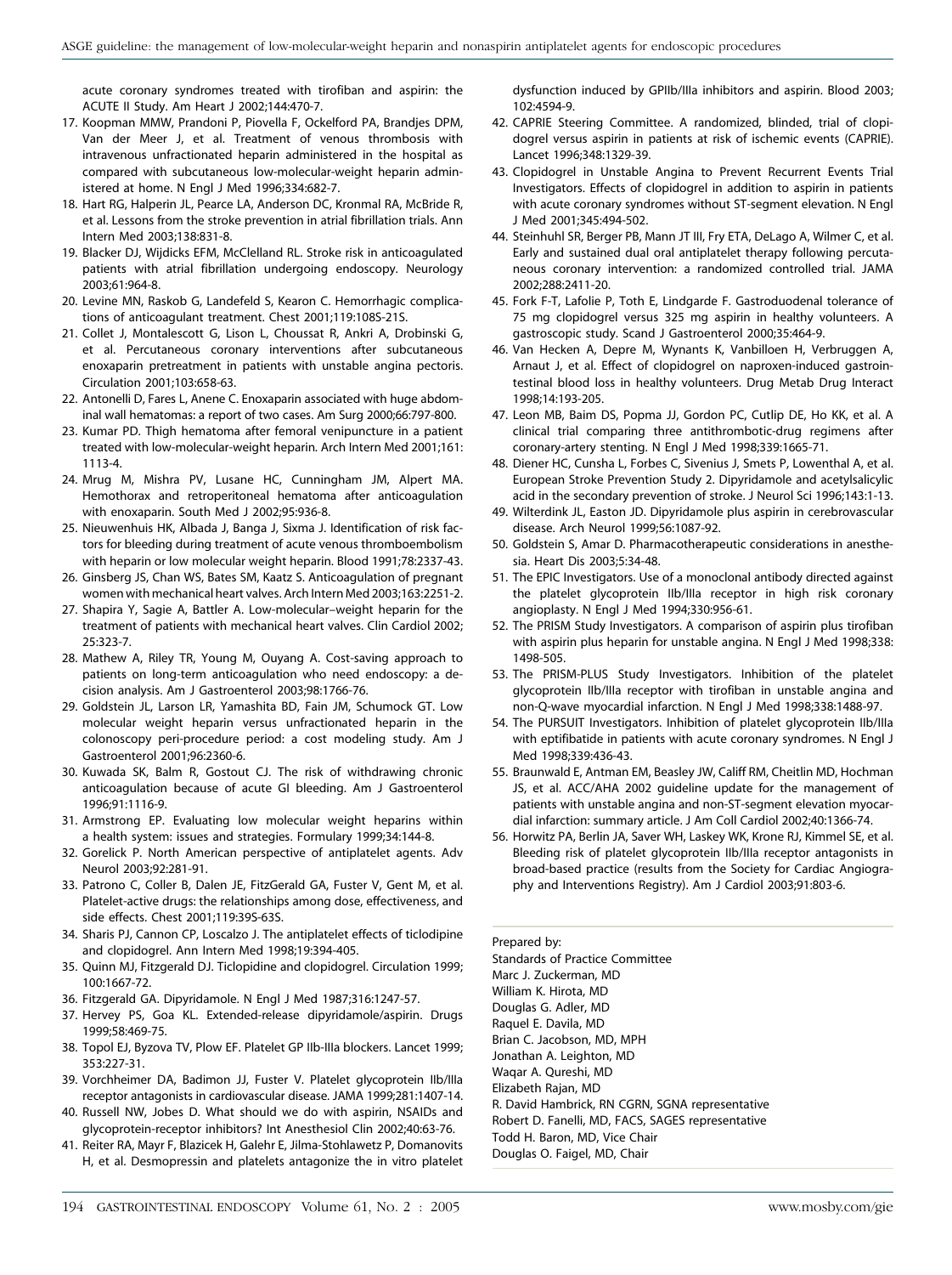acute coronary syndromes treated with tirofiban and aspirin: the ACUTE II Study. Am Heart J 2002;144:470-7.

17. Koopman MMW, Prandoni P, Piovella F, Ockelford PA, Brandjes DPM, Van der Meer J, et al. Treatment of venous thrombosis with intravenous unfractionated heparin administered in the hospital as compared with subcutaneous low-molecular-weight heparin administered at home. N Engl J Med 1996;334:682-7.
18. Hart RG, Halperin JL, Pearce LA, Anderson DC, Kronmal RA, McBride R, et al. Lessons from the stroke prevention in atrial fibrillation trials. Ann Intern Med 2003;138:831-8.
19. Blacker DJ, Wijdicks EFM, McClelland RL. Stroke risk in anticoagulated patients with atrial fibrillation undergoing endoscopy. Neurology 2003;61:964-8.
20. Levine MN, Raskob G, Landefeld S, Kearon C. Hemorrhagic complications of anticoagulant treatment. Chest 2001;119:108S-21S.
21. Collet J, Montalescott G, Lison L, Choussat R, Ankri A, Drobinski G, et al. Percutaneous coronary interventions after subcutaneous enoxaparin pretreatment in patients with unstable angina pectoris. Circulation 2001;103:658-63.
22. Antonelli D, Fares L, Anene C. Enoxaparin associated with huge abdominal wall hematomas: a report of two cases. Am Surg 2000;66:797-800.
23. Kumar PD. Thigh hematoma after femoral venipuncture in a patient treated with low-molecular-weight heparin. Arch Intern Med 2001;161: 1113-4.
24. Mrug M, Mishra PV, Lusane HC, Cunningham JM, Alpert MA. Hemothorax and retroperitoneal hematoma after anticoagulation with enoxaparin. South Med J 2002;95:936-8.
25. Nieuwenhuis HK, Albada J, Banga J, Sixma J. Identification of risk factors for bleeding during treatment of acute venous thromboembolism with heparin or low molecular weight heparin. Blood 1991;78:2337-43.
26. Ginsberg JS, Chan WS, Bates SM, Kaatz S. Anticoagulation of pregnant women with mechanical heart valves. Arch Intern Med 2003;163:2251-2.
27. Shapira Y, Sagie A, Battler A. Low-molecular–weight heparin for the treatment of patients with mechanical heart valves. Clin Cardiol 2002; 25:323-7.
28. Mathew A, Riley TR, Young M, Ouyang A. Cost-saving approach to patients on long-term anticoagulation who need endoscopy: a decision analysis. Am J Gastroenterol 2003;98:1766-76.
29. Goldstein JL, Larson LR, Yamashita BD, Fain JM, Schumock GT. Low molecular weight heparin versus unfractionated heparin in the colonoscopy peri-procedure period: a cost modeling study. Am J Gastroenterol 2001;96:2360-6.
30. Kuwada SK, Balm R, Gostout CJ. The risk of withdrawing chronic anticoagulation because of acute GI bleeding. Am J Gastroenterol 1996;91:1116-9.
31. Armstrong EP. Evaluating low molecular weight heparins within a health system: issues and strategies. Formulary 1999;34:144-8.
32. Gorelick P. North American perspective of antiplatelet agents. Adv Neurol 2003;92:281-91.
33. Patrono C, Coller B, Dalen JE, FitzGerald GA, Fuster V, Gent M, et al. Platelet-active drugs: the relationships among dose, effectiveness, and side effects. Chest 2001;119:39S-63S.
34. Sharis PJ, Cannon CP, Loscalzo J. The antiplatelet effects of ticlodipine and clopidogrel. Ann Intern Med 1998;19:394-405.
35. Quinn MJ, Fitzgerald DJ. Ticlopidine and clopidogrel. Circulation 1999; 100:1667-72.
36. Fitzgerald GA. Dipyridamole. N Engl J Med 1987;316:1247-57.
37. Hervey PS, Goa KL. Extended-release dipyridamole/aspirin. Drugs 1999;58:469-75.
38. Topol EJ, Byzova TV, Plow EF. Platelet GP IIb-IIIa blockers. Lancet 1999; 353:227-31.
39. Vorchheimer DA, Badimon JJ, Fuster V. Platelet glycoprotein IIb/IIIa receptor antagonists in cardiovascular disease. JAMA 1999;281:1407-14.
40. Russell NW, Jobes D. What should we do with aspirin, NSAIDs and glycoprotein-receptor inhibitors? Int Anesthesiol Clin 2002;40:63-76.
41. Reiter RA, Mayr F, Blazicek H, Galehr E, Jilma-Stohlawetz P, Domanovits H, et al. Desmopressin and platelets antagonize the in vitro platelet dysfunction induced by GPIIb/IIIa inhibitors and aspirin. Blood 2003; 102:4594-9.
42. CAPRIE Steering Committee. A randomized, blinded, trial of clopidogrel versus aspirin in patients at risk of ischemic events (CAPRIE). Lancet 1996;348:1329-39.
43. Clopidogrel in Unstable Angina to Prevent Recurrent Events Trial Investigators. Effects of clopidogrel in addition to aspirin in patients with acute coronary syndromes without ST-segment elevation. N Engl J Med 2001;345:494-502.
44. Steinhuhl SR, Berger PB, Mann JT III, Fry ETA, DeLago A, Wilmer C, et al. Early and sustained dual oral antiplatelet therapy following percutaneous coronary intervention: a randomized controlled trial. JAMA 2002;288:2411-20.
45. Fork F-T, Lafolie P, Toth E, Lindgarde F. Gastroduodenal tolerance of 75 mg clopidogrel versus 325 mg aspirin in healthy volunteers. A gastroscopic study. Scand J Gastroenterol 2000;35:464-9.
46. Van Hecken A, Depre M, Wynants K, Vanbilloen H, Verbruggen A, Arnaut J, et al. Effect of clopidogrel on naproxen-induced gastrointestinal blood loss in healthy volunteers. Drug Metab Drug Interact 1998;14:193-205.
47. Leon MB, Baim DS, Popma JJ, Gordon PC, Cutlip DE, Ho KK, et al. A clinical trial comparing three antithrombotic-drug regimens after coronary-artery stenting. N Engl J Med 1998;339:1665-71.
48. Diener HC, Cunsha L, Forbes C, Sivenius J, Smets P, Lowenthal A, et al. European Stroke Prevention Study 2. Dipyridamole and acetylsalicylic acid in the secondary prevention of stroke. J Neurol Sci 1996;143:1-13.
49. Wilterdink JL, Easton JD. Dipyridamole plus aspirin in cerebrovascular disease. Arch Neurol 1999;56:1087-92.
50. Goldstein S, Amar D. Pharmacotherapeutic considerations in anesthesia. Heart Dis 2003;5:34-48.
51. The EPIC Investigators. Use of a monoclonal antibody directed against the platelet glycoprotein IIb/IIIa receptor in high risk coronary angioplasty. N Engl J Med 1994;330:956-61.
52. The PRISM Study Investigators. A comparison of aspirin plus tirofiban with aspirin plus heparin for unstable angina. N Engl J Med 1998;338: 1498-505.
53. The PRISM-PLUS Study Investigators. Inhibition of the platelet glycoprotein IIb/IIIa receptor with tirofiban in unstable angina and non-Q-wave myocardial infarction. N Engl J Med 1998;338:1488-97.
54. The PURSUIT Investigators. Inhibition of platelet glycoprotein IIb/IIIa with eptifibatide in patients with acute coronary syndromes. N Engl J Med 1998;339:436-43.
55. Braunwald E, Antman EM, Beasley JW, Califf RM, Cheitlin MD, Hochman JS, et al. ACC/AHA 2002 guideline update for the management of patients with unstable angina and non-ST-segment elevation myocardial infarction: summary article. J Am Coll Cardiol 2002;40:1366-74.
56. Horwitz PA, Berlin JA, Saver WH, Laskey WK, Krone RJ, Kimmel SE, et al. Bleeding risk of platelet glycoprotein IIb/IIIa receptor antagonists in broad-based practice (results from the Society for Cardiac Angiography and Interventions Registry). Am J Cardiol 2003;91:803-6.

Prepared by:
Standards of Practice Committee
Marc J. Zuckerman, MD
William K. Hirota, MD
Douglas G. Adler, MD
Raquel E. Davila, MD
Brian C. Jacobson, MD, MPH
Jonathan A. Leighton, MD
Waqar A. Qureshi, MD
Elizabeth Rajan, MD
R. David Hambrick, RN CGRN, SGNA representative
Robert D. Fanelli, MD, FACS, SAGES representative
Todd H. Baron, MD, Vice Chair
Douglas O. Faigel, MD, Chair